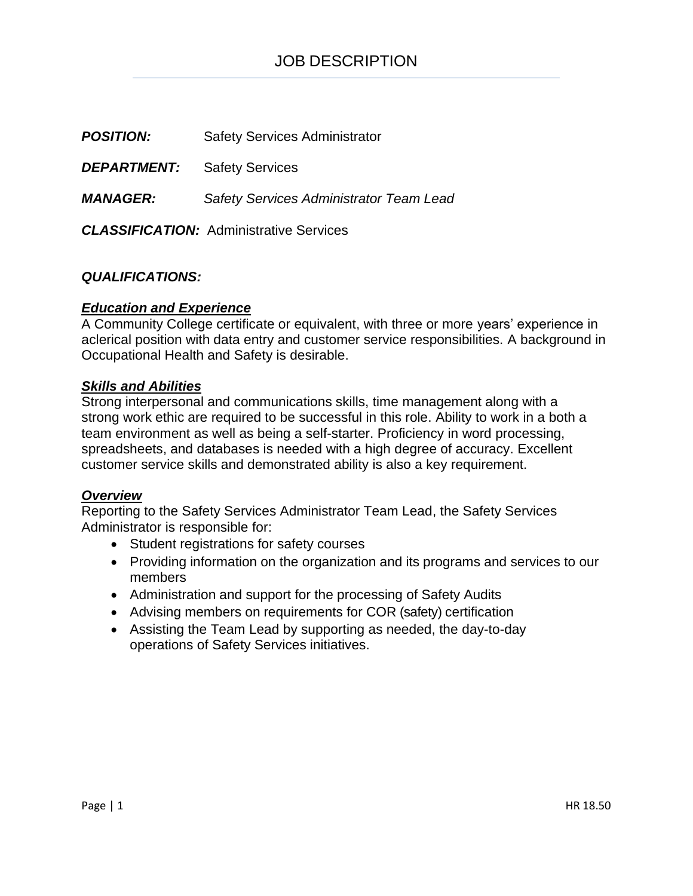# JOB DESCRIPTION

***POSITION:*** Safety Services Administrator

***DEPARTMENT:*** Safety Services

***MANAGER:*** *Safety Services Administrator Team Lead*

***CLASSIFICATION:*** Administrative Services

***QUALIFICATIONS:***

***Education and Experience***

A Community College certificate or equivalent, with three or more years' experience in aclerical position with data entry and customer service responsibilities. A background in Occupational Health and Safety is desirable.

***Skills and Abilities***

Strong interpersonal and communications skills, time management along with a strong work ethic are required to be successful in this role. Ability to work in a both a team environment as well as being a self-starter. Proficiency in word processing, spreadsheets, and databases is needed with a high degree of accuracy. Excellent customer service skills and demonstrated ability is also a key requirement.

***Overview***

Reporting to the Safety Services Administrator Team Lead, the Safety Services Administrator is responsible for:

- Student registrations for safety courses
- Providing information on the organization and its programs and services to our members
- Administration and support for the processing of Safety Audits
- Advising members on requirements for COR (safety) certification
- Assisting the Team Lead by supporting as needed, the day-to-day operations of Safety Services initiatives.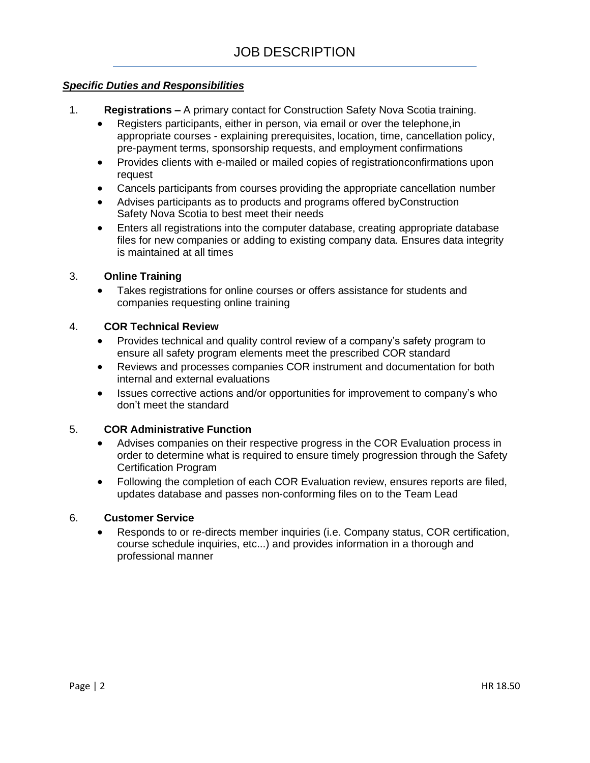# JOB DESCRIPTION

***Specific Duties and Responsibilities***

1. **Registrations –** A primary contact for Construction Safety Nova Scotia training.
   - Registers participants, either in person, via email or over the telephone,in appropriate courses - explaining prerequisites, location, time, cancellation policy, pre-payment terms, sponsorship requests, and employment confirmations
   - Provides clients with e-mailed or mailed copies of registrationconfirmations upon request
   - Cancels participants from courses providing the appropriate cancellation number
   - Advises participants as to products and programs offered byConstruction Safety Nova Scotia to best meet their needs
   - Enters all registrations into the computer database, creating appropriate database files for new companies or adding to existing company data. Ensures data integrity is maintained at all times

3. **Online Training**
   - Takes registrations for online courses or offers assistance for students and companies requesting online training

4. **COR Technical Review**
   - Provides technical and quality control review of a company's safety program to ensure all safety program elements meet the prescribed COR standard
   - Reviews and processes companies COR instrument and documentation for both internal and external evaluations
   - Issues corrective actions and/or opportunities for improvement to company's who don't meet the standard

5. **COR Administrative Function**
   - Advises companies on their respective progress in the COR Evaluation process in order to determine what is required to ensure timely progression through the Safety Certification Program
   - Following the completion of each COR Evaluation review, ensures reports are filed, updates database and passes non-conforming files on to the Team Lead

6. **Customer Service**
   - Responds to or re-directs member inquiries (i.e. Company status, COR certification, course schedule inquiries, etc...) and provides information in a thorough and professional manner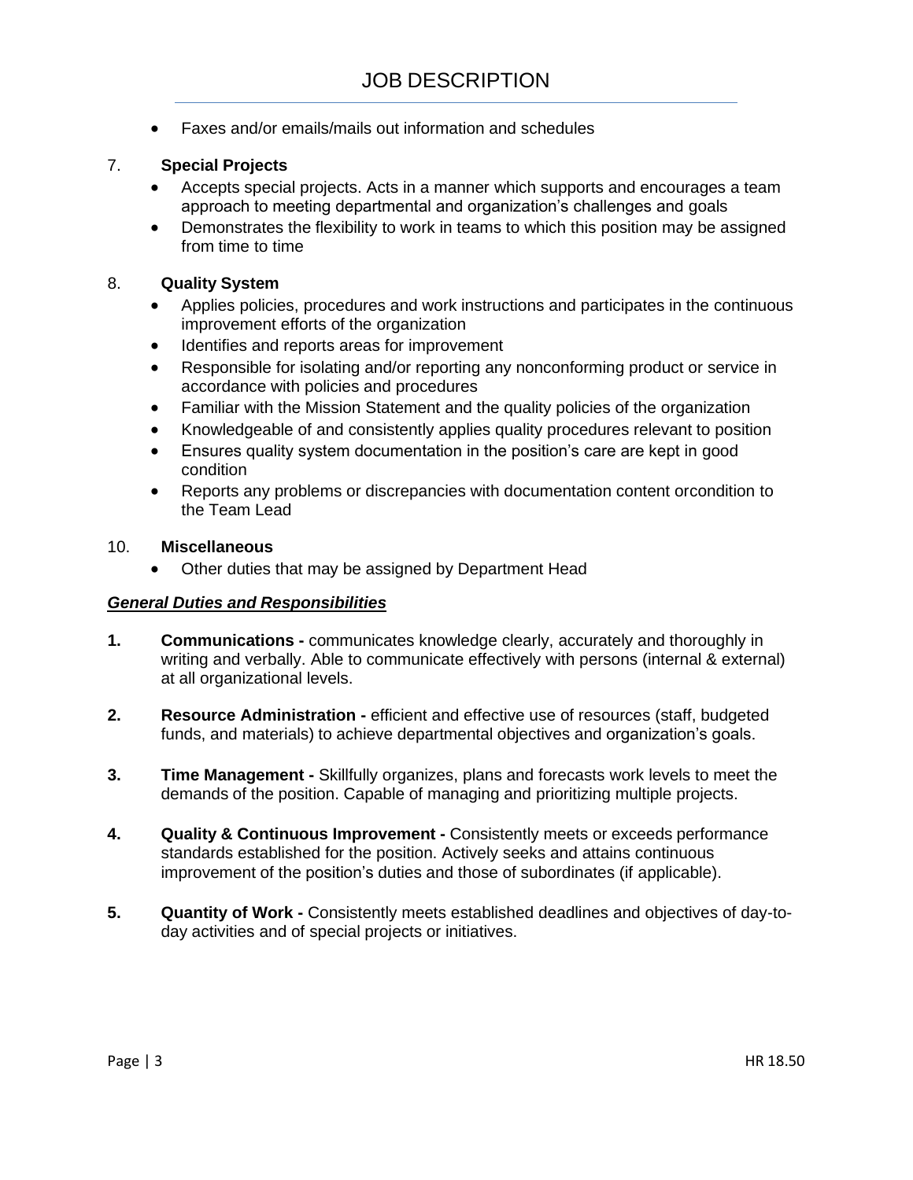- Faxes and/or emails/mails out information and schedules

7. **Special Projects**
   - Accepts special projects. Acts in a manner which supports and encourages a team approach to meeting departmental and organization's challenges and goals
   - Demonstrates the flexibility to work in teams to which this position may be assigned from time to time

8. **Quality System**
   - Applies policies, procedures and work instructions and participates in the continuous improvement efforts of the organization
   - Identifies and reports areas for improvement
   - Responsible for isolating and/or reporting any nonconforming product or service in accordance with policies and procedures
   - Familiar with the Mission Statement and the quality policies of the organization
   - Knowledgeable of and consistently applies quality procedures relevant to position
   - Ensures quality system documentation in the position's care are kept in good condition
   - Reports any problems or discrepancies with documentation content orcondition to the Team Lead

10. **Miscellaneous**
    - Other duties that may be assigned by Department Head

***General Duties and Responsibilities***

**1.** **Communications -** communicates knowledge clearly, accurately and thoroughly in writing and verbally. Able to communicate effectively with persons (internal & external) at all organizational levels.

**2.** **Resource Administration -** efficient and effective use of resources (staff, budgeted funds, and materials) to achieve departmental objectives and organization's goals.

**3.** **Time Management -** Skillfully organizes, plans and forecasts work levels to meet the demands of the position. Capable of managing and prioritizing multiple projects.

**4.** **Quality & Continuous Improvement -** Consistently meets or exceeds performance standards established for the position. Actively seeks and attains continuous improvement of the position's duties and those of subordinates (if applicable).

**5.** **Quantity of Work -** Consistently meets established deadlines and objectives of day-to-day activities and of special projects or initiatives.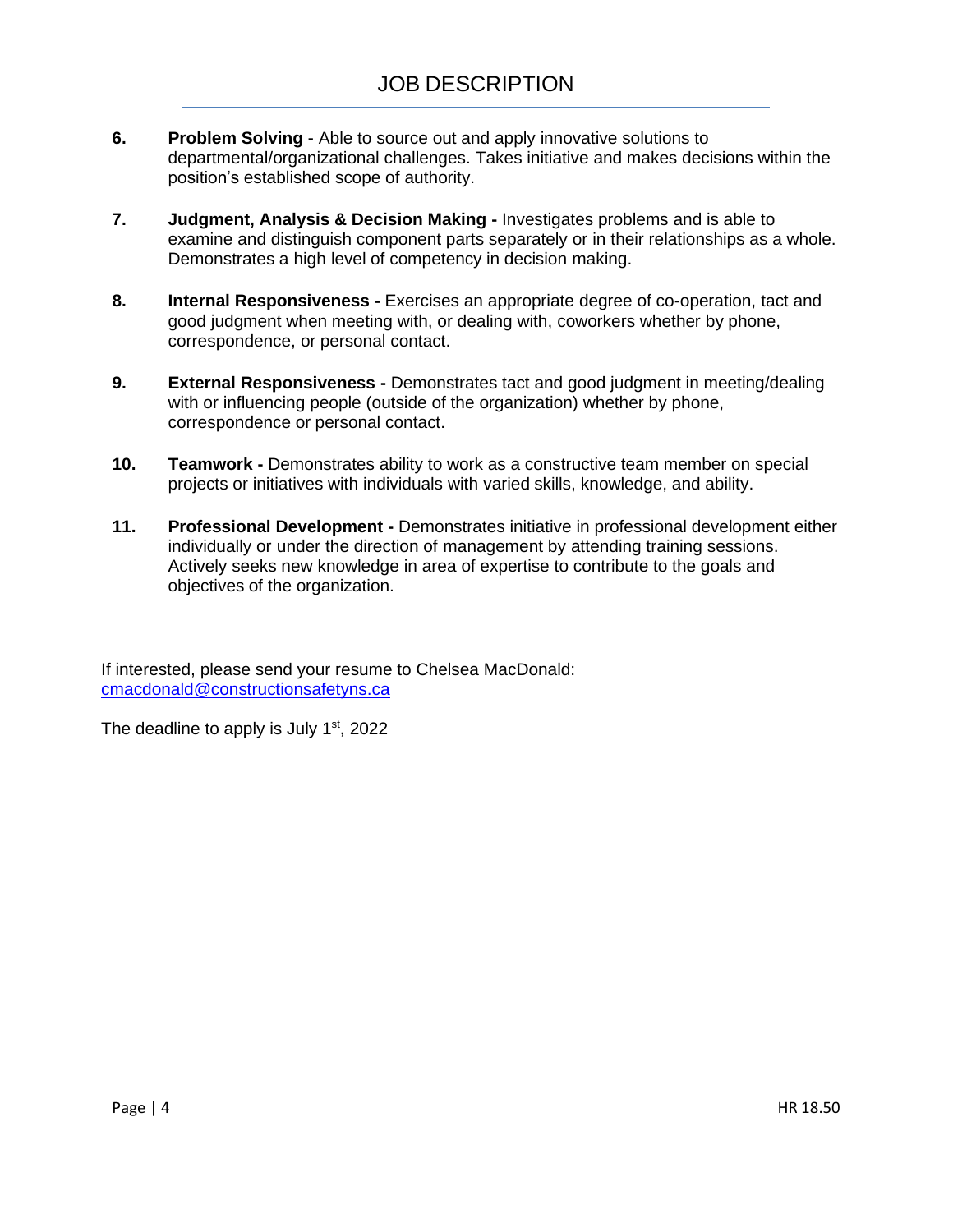6. **Problem Solving -** Able to source out and apply innovative solutions to departmental/organizational challenges. Takes initiative and makes decisions within the position's established scope of authority.

7. **Judgment, Analysis & Decision Making -** Investigates problems and is able to examine and distinguish component parts separately or in their relationships as a whole. Demonstrates a high level of competency in decision making.

8. **Internal Responsiveness -** Exercises an appropriate degree of co-operation, tact and good judgment when meeting with, or dealing with, coworkers whether by phone, correspondence, or personal contact.

9. **External Responsiveness -** Demonstrates tact and good judgment in meeting/dealing with or influencing people (outside of the organization) whether by phone, correspondence or personal contact.

10. **Teamwork -** Demonstrates ability to work as a constructive team member on special projects or initiatives with individuals with varied skills, knowledge, and ability.

11. **Professional Development -** Demonstrates initiative in professional development either individually or under the direction of management by attending training sessions. Actively seeks new knowledge in area of expertise to contribute to the goals and objectives of the organization.

If interested, please send your resume to Chelsea MacDonald: [cmacdonald@constructionsafetyns.ca](mailto:cmacdonald@constructionsafetyns.ca)

The deadline to apply is July 1st, 2022